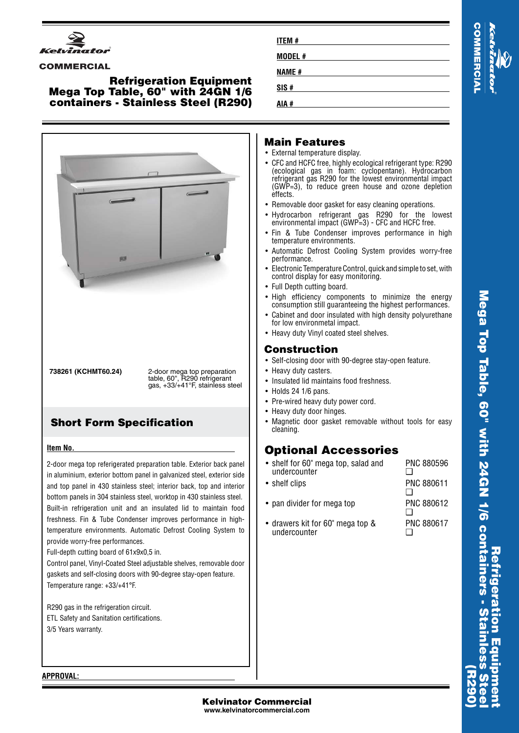# Refrigeration Equipment
## Mega Top Table, 60" with 24GN 1/6 containers - Stainless Steel (R290)

**ITEM #**

**MODEL #**

**NAME #**

**SIS #**

**AIA #**

**738261 (KCHMT60.24)** — 2-door mega top preparation table, 60", R290 refrigerant gas, +33/+41°F, stainless steel

## Short Form Specification

**Item No.**

2-door mega top referigerated preparation table. Exterior back panel in aluminium, exterior bottom panel in galvanized steel, exterior side and top panel in 430 stainless steel; interior back, top and interior bottom panels in 304 stainless steel, worktop in 430 stainless steel. Built-in refrigeration unit and an insulated lid to maintain food freshness. Fin & Tube Condenser improves performance in high-temperature environments. Automatic Defrost Cooling System to provide worry-free performances.

Full-depth cutting board of 61x9x0,5 in.

Control panel, Vinyl-Coated Steel adjustable shelves, removable door gaskets and self-closing doors with 90-degree stay-open feature.

Temperature range: +33/+41°F.

R290 gas in the refrigeration circuit.

ETL Safety and Sanitation certifications.

3/5 Years warranty.

**APPROVAL:**

## Main Features

- External temperature display.
- CFC and HCFC free, highly ecological refrigerant type: R290 (ecological gas in foam: cyclopentane). Hydrocarbon refrigerant gas R290 for the lowest environmental impact (GWP=3), to reduce green house and ozone depletion effects.
- Removable door gasket for easy cleaning operations.
- Hydrocarbon refrigerant gas R290 for the lowest environmental impact (GWP=3) - CFC and HCFC free.
- Fin & Tube Condenser improves performance in high temperature environments.
- Automatic Defrost Cooling System provides worry-free performance.
- Electronic Temperature Control, quick and simple to set, with control display for easy monitoring.
- Full Depth cutting board.
- High efficiency components to minimize the energy consumption still guaranteeing the highest performances.
- Cabinet and door insulated with high density polyurethane for low environmetal impact.
- Heavy duty Vinyl coated steel shelves.

## Construction

- Self-closing door with 90-degree stay-open feature.
- Heavy duty casters.
- Insulated lid maintains food freshness.
- Holds 24 1/6 pans.
- Pre-wired heavy duty power cord.
- Heavy duty door hinges.
- Magnetic door gasket removable without tools for easy cleaning.

## Optional Accessories

| Accessory | PNC |
|---|---|
| shelf for 60" mega top, salad and undercounter | PNC 880596 ❑ |
| shelf clips | PNC 880611 ❑ |
| pan divider for mega top | PNC 880612 ❑ |
| drawers kit for 60" mega top & undercounter | PNC 880617 ❑ |

**Kelvinator Commercial**
www.kelvinatorcommercial.com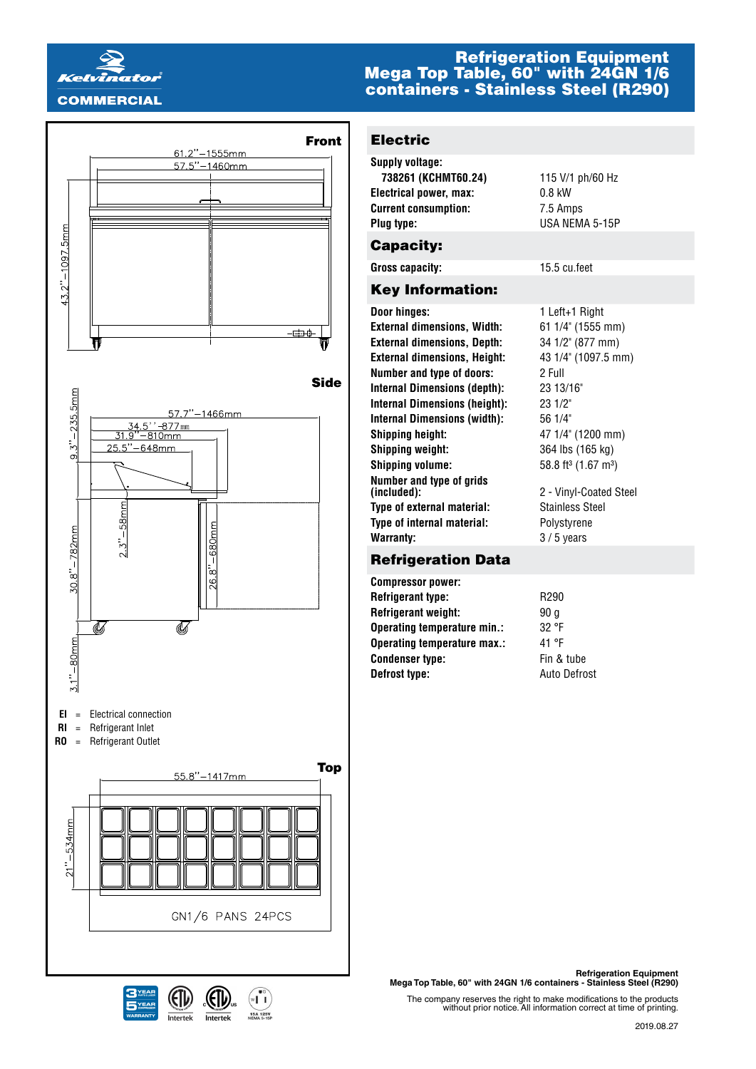# Refrigeration Equipment
# Mega Top Table, 60" with 24GN 1/6 containers - Stainless Steel (R290)

Kelvinator COMMERCIAL

**Front**

61.2"–1555mm
57.5"–1460mm
43.2"–1097.5mm

**Side**

57.7"–1466mm
34.5"–877mm
31.9"–810mm
25.5"–648mm
9.3"–235.5mm
2.3"–58mm
26.8"–680mm
30.8"–782mm
3.1"–80mm

**EI** = Electrical connection
**RI** = Refrigerant Inlet
**RO** = Refrigerant Outlet

**Top**

55.8"–1417mm
21"–534mm
GN1/6 PANS 24PCS

## Electric

| | |
|---|---|
| **Supply voltage:** | |
| **738261 (KCHMT60.24)** | 115 V/1 ph/60 Hz |
| **Electrical power, max:** | 0.8 kW |
| **Current consumption:** | 7.5 Amps |
| **Plug type:** | USA NEMA 5-15P |

## Capacity:

| | |
|---|---|
| **Gross capacity:** | 15.5 cu.feet |

## Key Information:

| | |
|---|---|
| **Door hinges:** | 1 Left+1 Right |
| **External dimensions, Width:** | 61 1/4" (1555 mm) |
| **External dimensions, Depth:** | 34 1/2" (877 mm) |
| **External dimensions, Height:** | 43 1/4" (1097.5 mm) |
| **Number and type of doors:** | 2 Full |
| **Internal Dimensions (depth):** | 23 13/16" |
| **Internal Dimensions (height):** | 23 1/2" |
| **Internal Dimensions (width):** | 56 1/4" |
| **Shipping height:** | 47 1/4" (1200 mm) |
| **Shipping weight:** | 364 lbs (165 kg) |
| **Shipping volume:** | 58.8 ft³ (1.67 m³) |
| **Number and type of grids (included):** | 2 - Vinyl-Coated Steel |
| **Type of external material:** | Stainless Steel |
| **Type of internal material:** | Polystyrene |
| **Warranty:** | 3 / 5 years |

## Refrigeration Data

| | |
|---|---|
| **Compressor power:** | |
| **Refrigerant type:** | R290 |
| **Refrigerant weight:** | 90 g |
| **Operating temperature min.:** | 32 °F |
| **Operating temperature max.:** | 41 °F |
| **Condenser type:** | Fin & tube |
| **Defrost type:** | Auto Defrost |

3 YEAR PARTS & LABOR · 5 YEAR COMPRESSOR WARRANTY · Intertek · Intertek · 15A 125V NEMA 5-15P

**Refrigeration Equipment**
**Mega Top Table, 60" with 24GN 1/6 containers - Stainless Steel (R290)**

The company reserves the right to make modifications to the products without prior notice. All information correct at time of printing.

2019.08.27